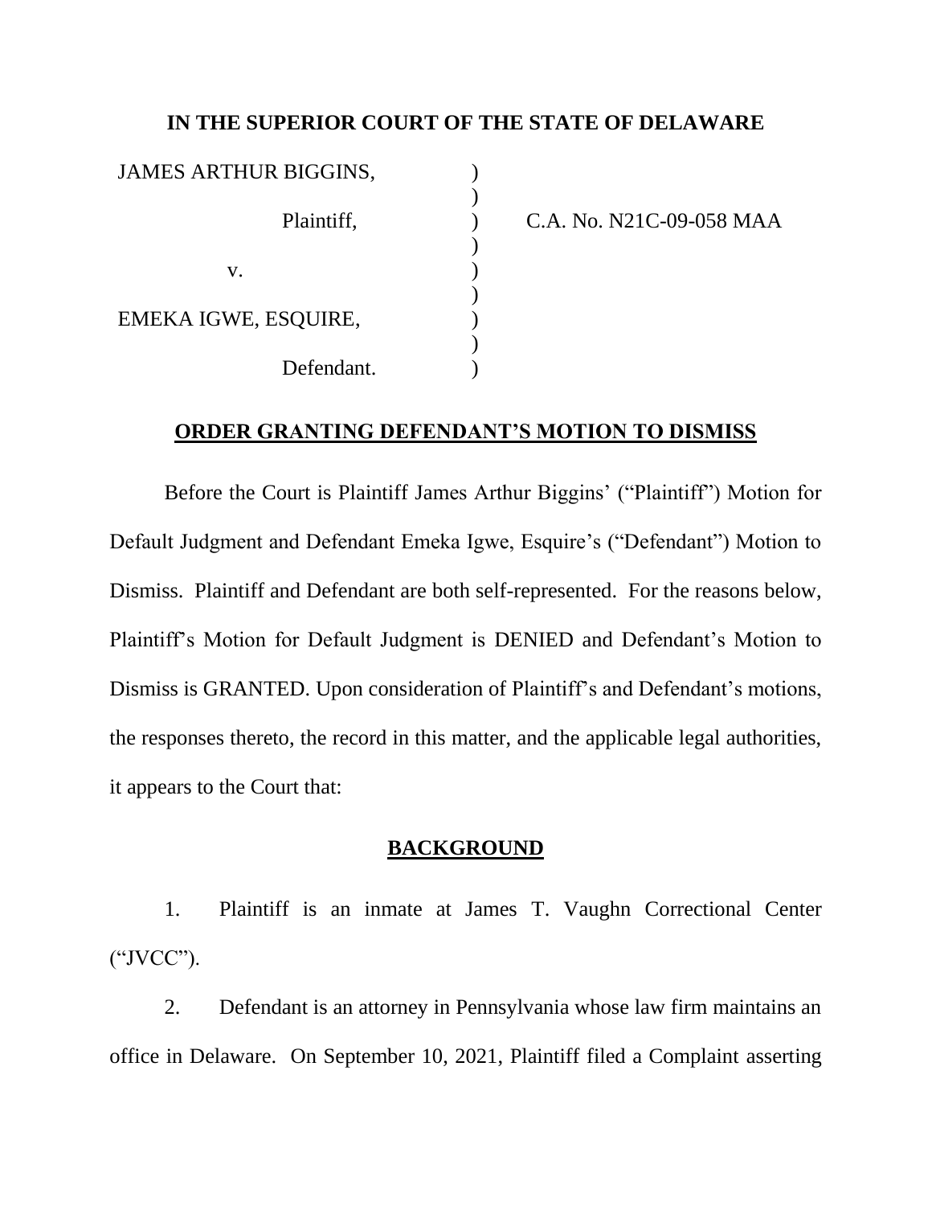**IN THE SUPERIOR COURT OF THE STATE OF DELAWARE**

| | | |
|---|---|---|
| JAMES ARTHUR BIGGINS, | ) | |
| | ) | |
| Plaintiff, | ) | C.A. No. N21C-09-058 MAA |
| | ) | |
| v. | ) | |
| | ) | |
| EMEKA IGWE, ESQUIRE, | ) | |
| | ) | |
| Defendant. | ) | |

**ORDER GRANTING DEFENDANT'S MOTION TO DISMISS**

Before the Court is Plaintiff James Arthur Biggins' ("Plaintiff") Motion for Default Judgment and Defendant Emeka Igwe, Esquire's ("Defendant") Motion to Dismiss. Plaintiff and Defendant are both self-represented. For the reasons below, Plaintiff's Motion for Default Judgment is DENIED and Defendant's Motion to Dismiss is GRANTED. Upon consideration of Plaintiff's and Defendant's motions, the responses thereto, the record in this matter, and the applicable legal authorities, it appears to the Court that:

**BACKGROUND**

1. Plaintiff is an inmate at James T. Vaughn Correctional Center ("JVCC").

2. Defendant is an attorney in Pennsylvania whose law firm maintains an office in Delaware. On September 10, 2021, Plaintiff filed a Complaint asserting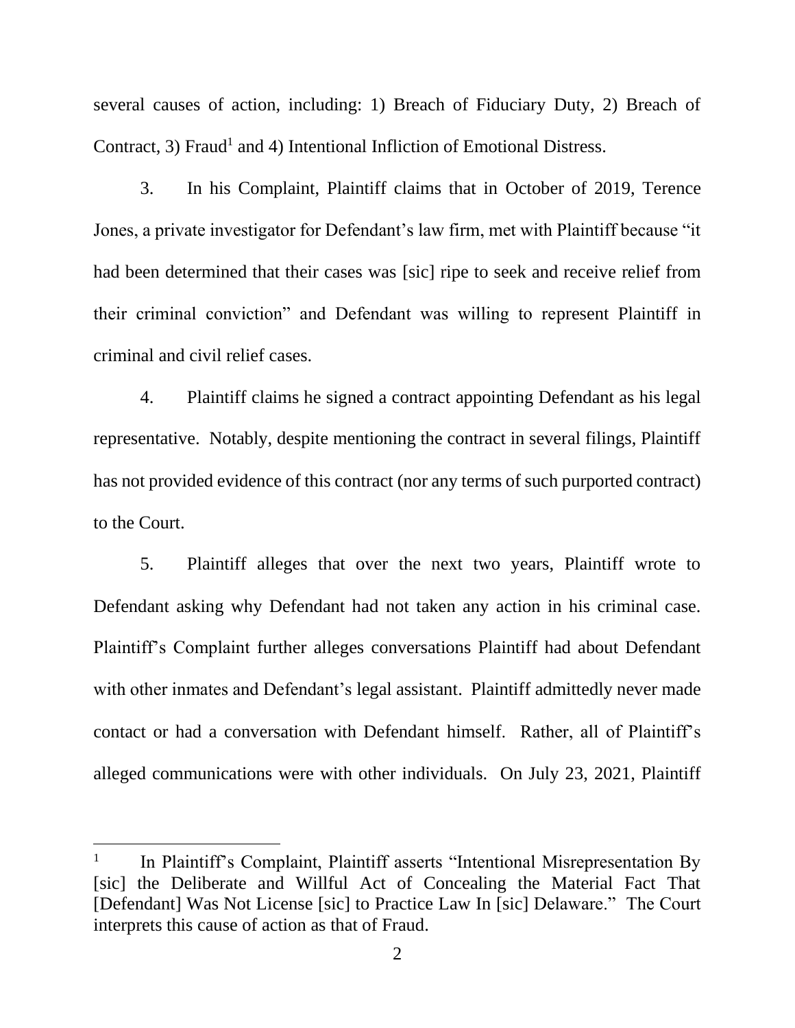several causes of action, including: 1) Breach of Fiduciary Duty, 2) Breach of Contract, 3) Fraud[1] and 4) Intentional Infliction of Emotional Distress.

3. In his Complaint, Plaintiff claims that in October of 2019, Terence Jones, a private investigator for Defendant's law firm, met with Plaintiff because "it had been determined that their cases was [sic] ripe to seek and receive relief from their criminal conviction" and Defendant was willing to represent Plaintiff in criminal and civil relief cases.

4. Plaintiff claims he signed a contract appointing Defendant as his legal representative. Notably, despite mentioning the contract in several filings, Plaintiff has not provided evidence of this contract (nor any terms of such purported contract) to the Court.

5. Plaintiff alleges that over the next two years, Plaintiff wrote to Defendant asking why Defendant had not taken any action in his criminal case. Plaintiff's Complaint further alleges conversations Plaintiff had about Defendant with other inmates and Defendant's legal assistant. Plaintiff admittedly never made contact or had a conversation with Defendant himself. Rather, all of Plaintiff's alleged communications were with other individuals. On July 23, 2021, Plaintiff

---

[1] In Plaintiff's Complaint, Plaintiff asserts "Intentional Misrepresentation By [sic] the Deliberate and Willful Act of Concealing the Material Fact That [Defendant] Was Not License [sic] to Practice Law In [sic] Delaware." The Court interprets this cause of action as that of Fraud.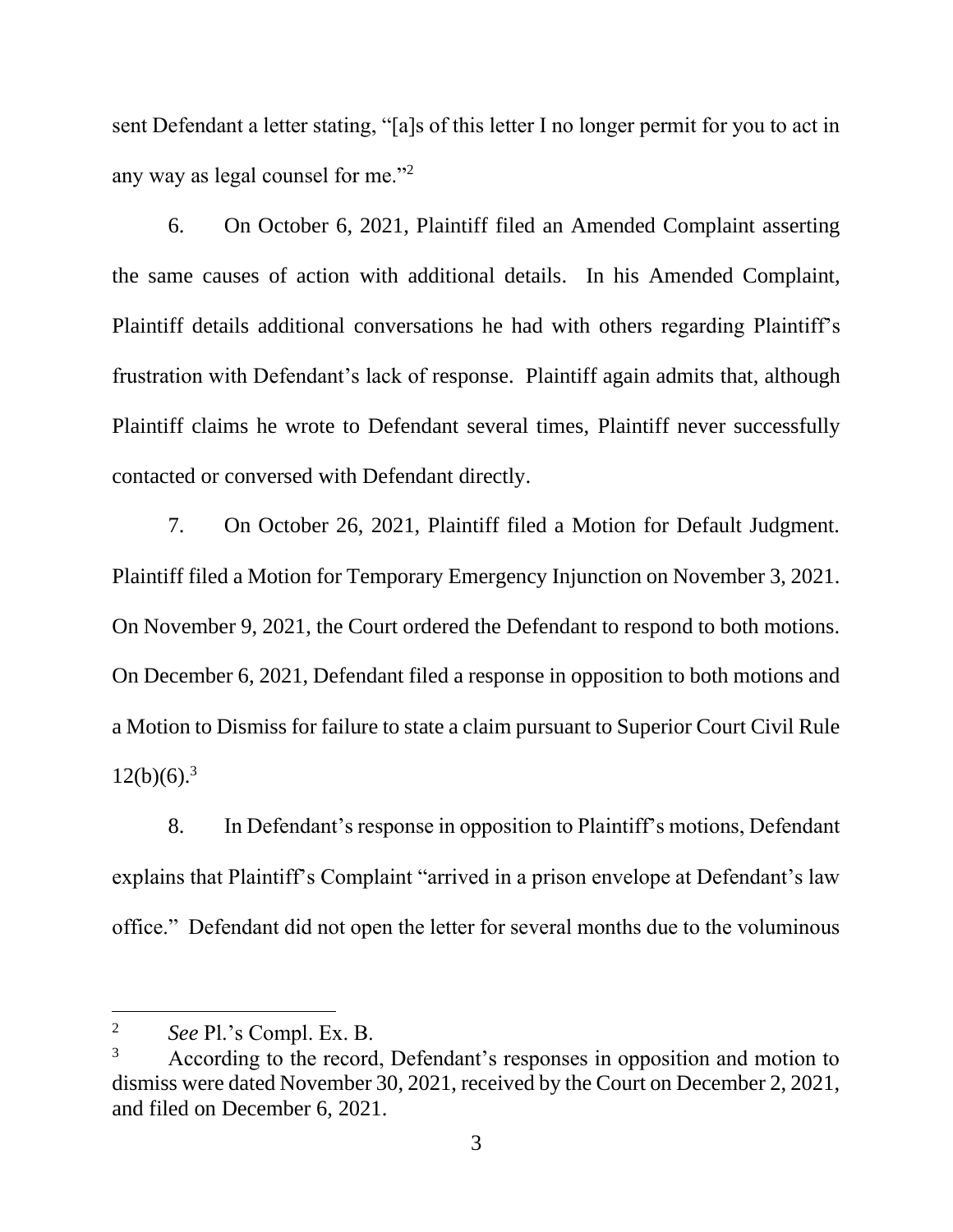sent Defendant a letter stating, "[a]s of this letter I no longer permit for you to act in any way as legal counsel for me."[2]

6. On October 6, 2021, Plaintiff filed an Amended Complaint asserting the same causes of action with additional details. In his Amended Complaint, Plaintiff details additional conversations he had with others regarding Plaintiff's frustration with Defendant's lack of response. Plaintiff again admits that, although Plaintiff claims he wrote to Defendant several times, Plaintiff never successfully contacted or conversed with Defendant directly.

7. On October 26, 2021, Plaintiff filed a Motion for Default Judgment. Plaintiff filed a Motion for Temporary Emergency Injunction on November 3, 2021. On November 9, 2021, the Court ordered the Defendant to respond to both motions. On December 6, 2021, Defendant filed a response in opposition to both motions and a Motion to Dismiss for failure to state a claim pursuant to Superior Court Civil Rule 12(b)(6).[3]

8. In Defendant's response in opposition to Plaintiff's motions, Defendant explains that Plaintiff's Complaint "arrived in a prison envelope at Defendant's law office." Defendant did not open the letter for several months due to the voluminous

---

[2] *See* Pl.'s Compl. Ex. B.

[3] According to the record, Defendant's responses in opposition and motion to dismiss were dated November 30, 2021, received by the Court on December 2, 2021, and filed on December 6, 2021.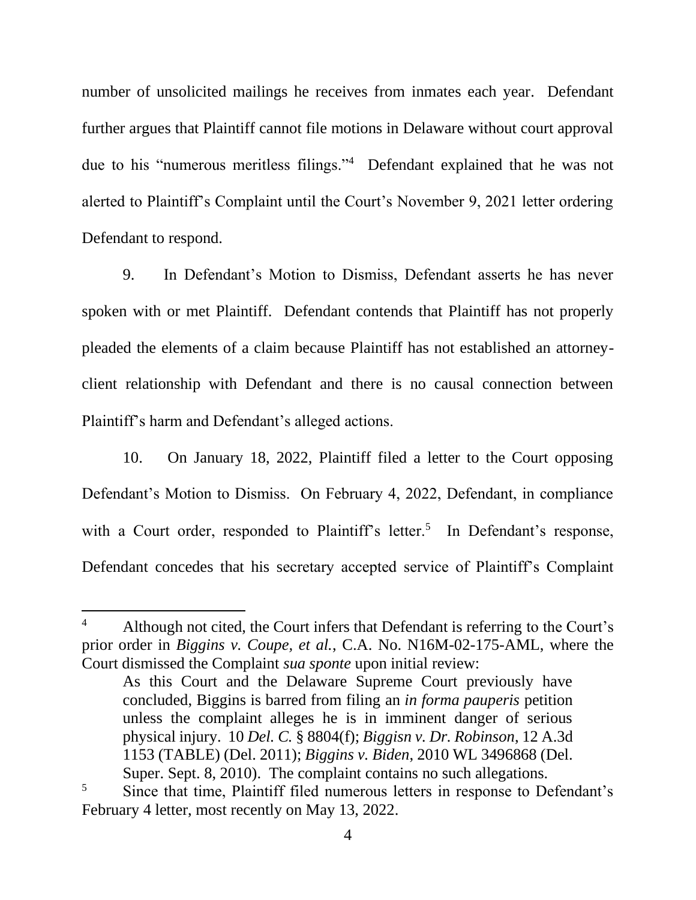number of unsolicited mailings he receives from inmates each year. Defendant further argues that Plaintiff cannot file motions in Delaware without court approval due to his "numerous meritless filings."[4] Defendant explained that he was not alerted to Plaintiff's Complaint until the Court's November 9, 2021 letter ordering Defendant to respond.

9. In Defendant's Motion to Dismiss, Defendant asserts he has never spoken with or met Plaintiff. Defendant contends that Plaintiff has not properly pleaded the elements of a claim because Plaintiff has not established an attorney-client relationship with Defendant and there is no causal connection between Plaintiff's harm and Defendant's alleged actions.

10. On January 18, 2022, Plaintiff filed a letter to the Court opposing Defendant's Motion to Dismiss. On February 4, 2022, Defendant, in compliance with a Court order, responded to Plaintiff's letter.[5] In Defendant's response, Defendant concedes that his secretary accepted service of Plaintiff's Complaint

---

[4] Although not cited, the Court infers that Defendant is referring to the Court's prior order in *Biggins v. Coupe, et al.*, C.A. No. N16M-02-175-AML, where the Court dismissed the Complaint *sua sponte* upon initial review:

> As this Court and the Delaware Supreme Court previously have concluded, Biggins is barred from filing an *in forma pauperis* petition unless the complaint alleges he is in imminent danger of serious physical injury. 10 *Del. C.* § 8804(f); *Biggisn v. Dr. Robinson*, 12 A.3d 1153 (TABLE) (Del. 2011); *Biggins v. Biden*, 2010 WL 3496868 (Del. Super. Sept. 8, 2010). The complaint contains no such allegations.

[5] Since that time, Plaintiff filed numerous letters in response to Defendant's February 4 letter, most recently on May 13, 2022.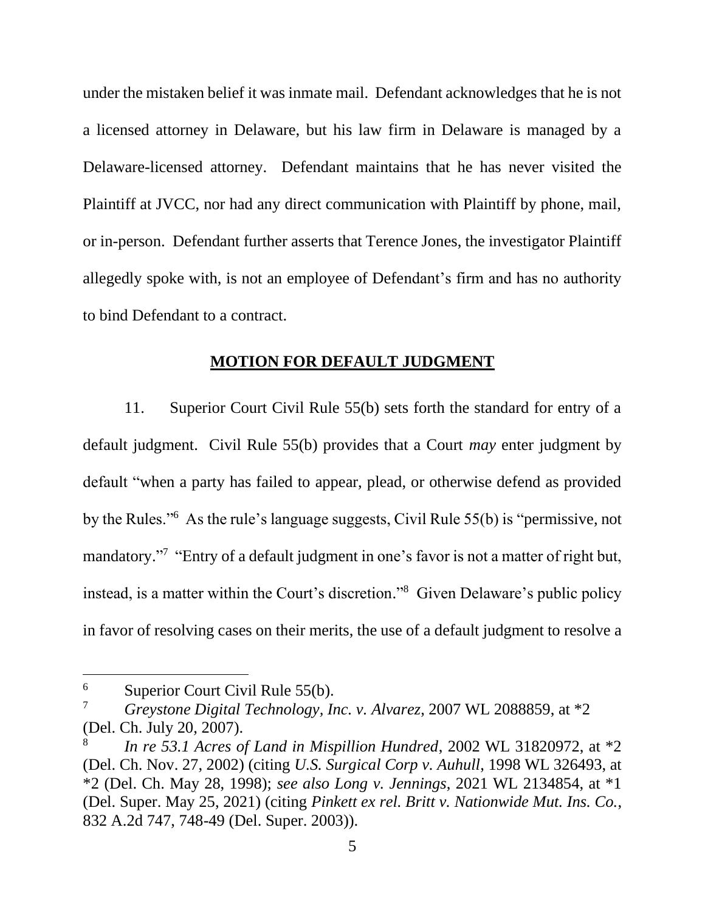under the mistaken belief it was inmate mail. Defendant acknowledges that he is not a licensed attorney in Delaware, but his law firm in Delaware is managed by a Delaware-licensed attorney. Defendant maintains that he has never visited the Plaintiff at JVCC, nor had any direct communication with Plaintiff by phone, mail, or in-person. Defendant further asserts that Terence Jones, the investigator Plaintiff allegedly spoke with, is not an employee of Defendant's firm and has no authority to bind Defendant to a contract.

## **MOTION FOR DEFAULT JUDGMENT**

11. Superior Court Civil Rule 55(b) sets forth the standard for entry of a default judgment. Civil Rule 55(b) provides that a Court *may* enter judgment by default "when a party has failed to appear, plead, or otherwise defend as provided by the Rules."[6] As the rule's language suggests, Civil Rule 55(b) is "permissive, not mandatory."[7] "Entry of a default judgment in one's favor is not a matter of right but, instead, is a matter within the Court's discretion."[8] Given Delaware's public policy in favor of resolving cases on their merits, the use of a default judgment to resolve a

---

[6] Superior Court Civil Rule 55(b).

[7] *Greystone Digital Technology, Inc. v. Alvarez*, 2007 WL 2088859, at *2 (Del. Ch. July 20, 2007).

[8] *In re 53.1 Acres of Land in Mispillion Hundred*, 2002 WL 31820972, at *2 (Del. Ch. Nov. 27, 2002) (citing *U.S. Surgical Corp v. Auhull*, 1998 WL 326493, at *2 (Del. Ch. May 28, 1998); *see also Long v. Jennings*, 2021 WL 2134854, at *1 (Del. Super. May 25, 2021) (citing *Pinkett ex rel. Britt v. Nationwide Mut. Ins. Co.*, 832 A.2d 747, 748-49 (Del. Super. 2003)).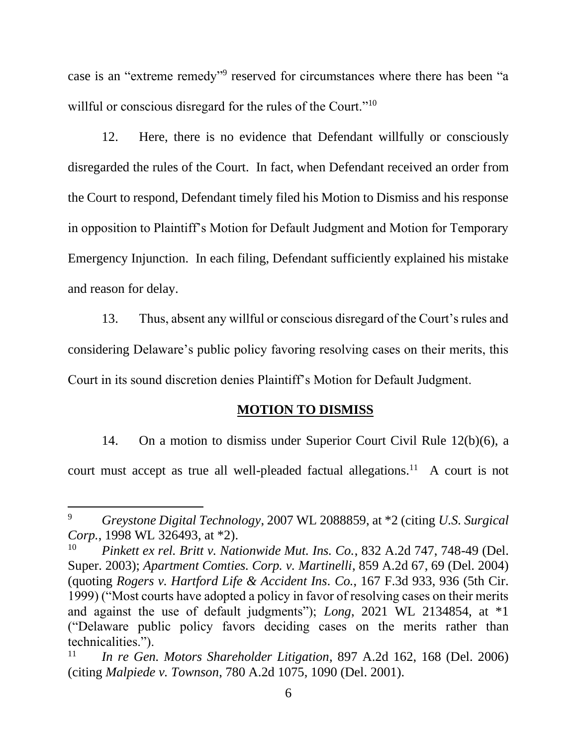case is an "extreme remedy"[9] reserved for circumstances where there has been "a willful or conscious disregard for the rules of the Court."[10]

12. Here, there is no evidence that Defendant willfully or consciously disregarded the rules of the Court. In fact, when Defendant received an order from the Court to respond, Defendant timely filed his Motion to Dismiss and his response in opposition to Plaintiff's Motion for Default Judgment and Motion for Temporary Emergency Injunction. In each filing, Defendant sufficiently explained his mistake and reason for delay.

13. Thus, absent any willful or conscious disregard of the Court's rules and considering Delaware's public policy favoring resolving cases on their merits, this Court in its sound discretion denies Plaintiff's Motion for Default Judgment.

## **MOTION TO DISMISS**

14. On a motion to dismiss under Superior Court Civil Rule 12(b)(6), a court must accept as true all well-pleaded factual allegations.[11] A court is not

---

[9] *Greystone Digital Technology*, 2007 WL 2088859, at *2 (citing *U.S. Surgical Corp.*, 1998 WL 326493, at *2).

[10] *Pinkett ex rel. Britt v. Nationwide Mut. Ins. Co.*, 832 A.2d 747, 748-49 (Del. Super. 2003); *Apartment Comties. Corp. v. Martinelli*, 859 A.2d 67, 69 (Del. 2004) (quoting *Rogers v. Hartford Life & Accident Ins. Co.*, 167 F.3d 933, 936 (5th Cir. 1999) ("Most courts have adopted a policy in favor of resolving cases on their merits and against the use of default judgments"); *Long*, 2021 WL 2134854, at *1 ("Delaware public policy favors deciding cases on the merits rather than technicalities.").

[11] *In re Gen. Motors Shareholder Litigation*, 897 A.2d 162, 168 (Del. 2006) (citing *Malpiede v. Townson,* 780 A.2d 1075, 1090 (Del. 2001).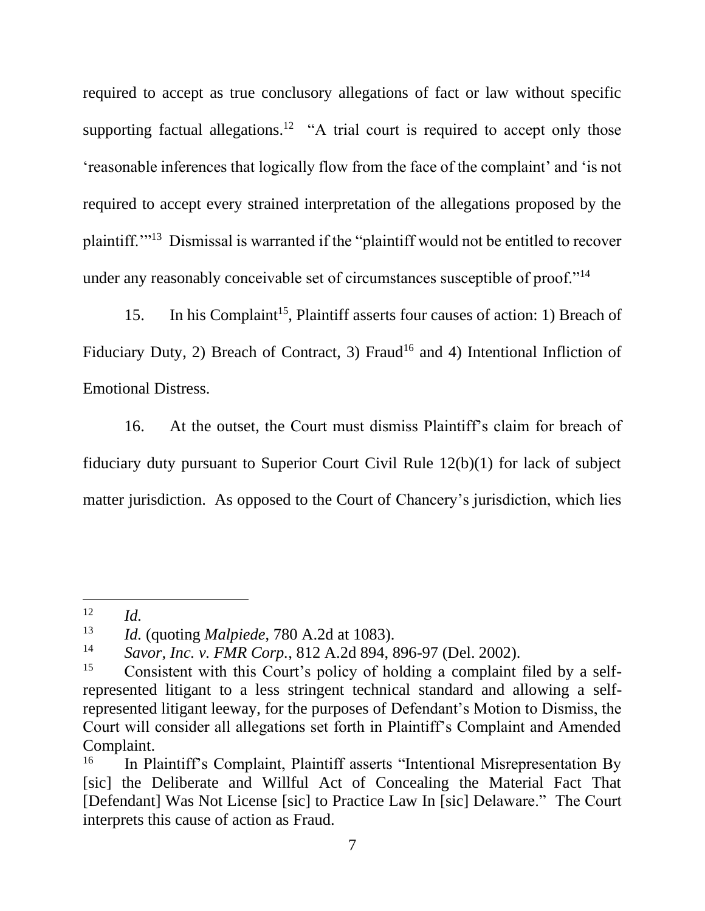required to accept as true conclusory allegations of fact or law without specific supporting factual allegations.[12] "A trial court is required to accept only those 'reasonable inferences that logically flow from the face of the complaint' and 'is not required to accept every strained interpretation of the allegations proposed by the plaintiff.'"[13] Dismissal is warranted if the "plaintiff would not be entitled to recover under any reasonably conceivable set of circumstances susceptible of proof."[14]

15. In his Complaint[15], Plaintiff asserts four causes of action: 1) Breach of Fiduciary Duty, 2) Breach of Contract, 3) Fraud[16] and 4) Intentional Infliction of Emotional Distress.

16. At the outset, the Court must dismiss Plaintiff's claim for breach of fiduciary duty pursuant to Superior Court Civil Rule 12(b)(1) for lack of subject matter jurisdiction. As opposed to the Court of Chancery's jurisdiction, which lies

---

[12] *Id.*

[13] *Id.* (quoting *Malpiede*, 780 A.2d at 1083).

[14] *Savor, Inc. v. FMR Corp.*, 812 A.2d 894, 896-97 (Del. 2002).

[15] Consistent with this Court's policy of holding a complaint filed by a self-represented litigant to a less stringent technical standard and allowing a self-represented litigant leeway, for the purposes of Defendant's Motion to Dismiss, the Court will consider all allegations set forth in Plaintiff's Complaint and Amended Complaint.

[16] In Plaintiff's Complaint, Plaintiff asserts "Intentional Misrepresentation By [sic] the Deliberate and Willful Act of Concealing the Material Fact That [Defendant] Was Not License [sic] to Practice Law In [sic] Delaware." The Court interprets this cause of action as Fraud.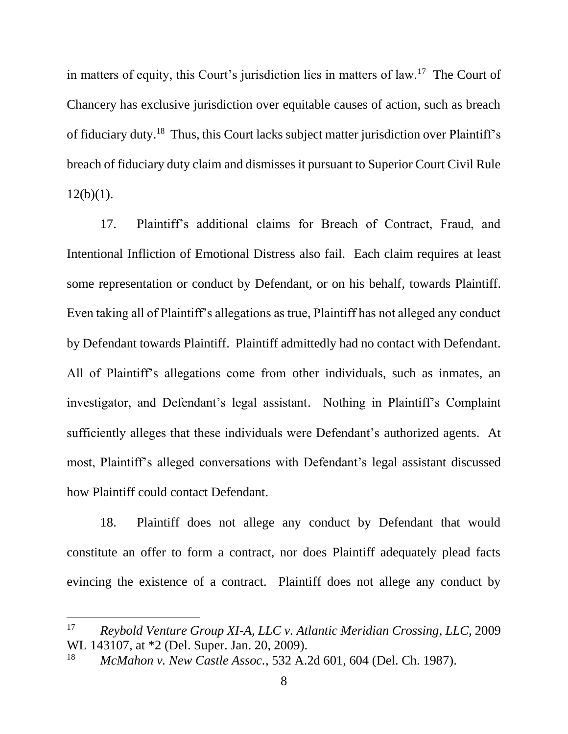in matters of equity, this Court's jurisdiction lies in matters of law.[17] The Court of Chancery has exclusive jurisdiction over equitable causes of action, such as breach of fiduciary duty.[18] Thus, this Court lacks subject matter jurisdiction over Plaintiff's breach of fiduciary duty claim and dismisses it pursuant to Superior Court Civil Rule 12(b)(1).

17. Plaintiff's additional claims for Breach of Contract, Fraud, and Intentional Infliction of Emotional Distress also fail. Each claim requires at least some representation or conduct by Defendant, or on his behalf, towards Plaintiff. Even taking all of Plaintiff's allegations as true, Plaintiff has not alleged any conduct by Defendant towards Plaintiff. Plaintiff admittedly had no contact with Defendant. All of Plaintiff's allegations come from other individuals, such as inmates, an investigator, and Defendant's legal assistant. Nothing in Plaintiff's Complaint sufficiently alleges that these individuals were Defendant's authorized agents. At most, Plaintiff's alleged conversations with Defendant's legal assistant discussed how Plaintiff could contact Defendant.

18. Plaintiff does not allege any conduct by Defendant that would constitute an offer to form a contract, nor does Plaintiff adequately plead facts evincing the existence of a contract. Plaintiff does not allege any conduct by

---

[17] *Reybold Venture Group XI-A, LLC v. Atlantic Meridian Crossing, LLC*, 2009 WL 143107, at *2 (Del. Super. Jan. 20, 2009).

[18] *McMahon v. New Castle Assoc.*, 532 A.2d 601, 604 (Del. Ch. 1987).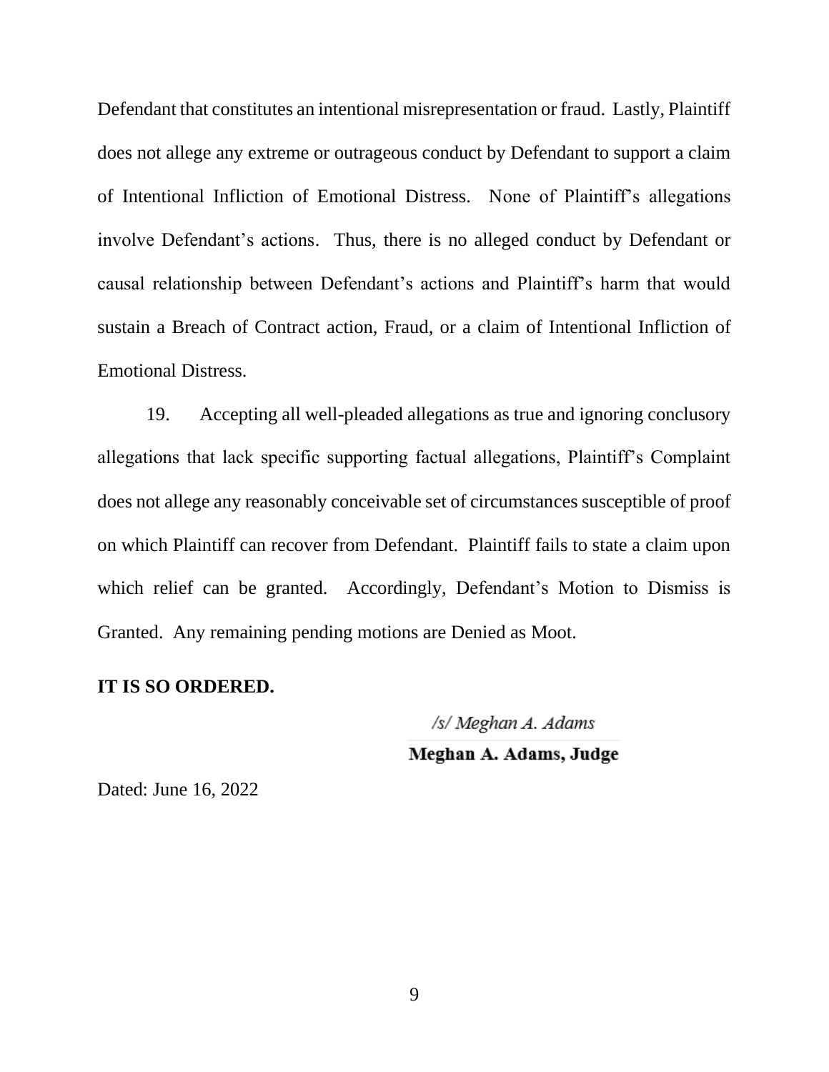Defendant that constitutes an intentional misrepresentation or fraud. Lastly, Plaintiff does not allege any extreme or outrageous conduct by Defendant to support a claim of Intentional Infliction of Emotional Distress. None of Plaintiff's allegations involve Defendant's actions. Thus, there is no alleged conduct by Defendant or causal relationship between Defendant's actions and Plaintiff's harm that would sustain a Breach of Contract action, Fraud, or a claim of Intentional Infliction of Emotional Distress.

19. Accepting all well-pleaded allegations as true and ignoring conclusory allegations that lack specific supporting factual allegations, Plaintiff's Complaint does not allege any reasonably conceivable set of circumstances susceptible of proof on which Plaintiff can recover from Defendant. Plaintiff fails to state a claim upon which relief can be granted. Accordingly, Defendant's Motion to Dismiss is Granted. Any remaining pending motions are Denied as Moot.

**IT IS SO ORDERED.**

*/s/ Meghan A. Adams*

**Meghan A. Adams, Judge**

Dated: June 16, 2022